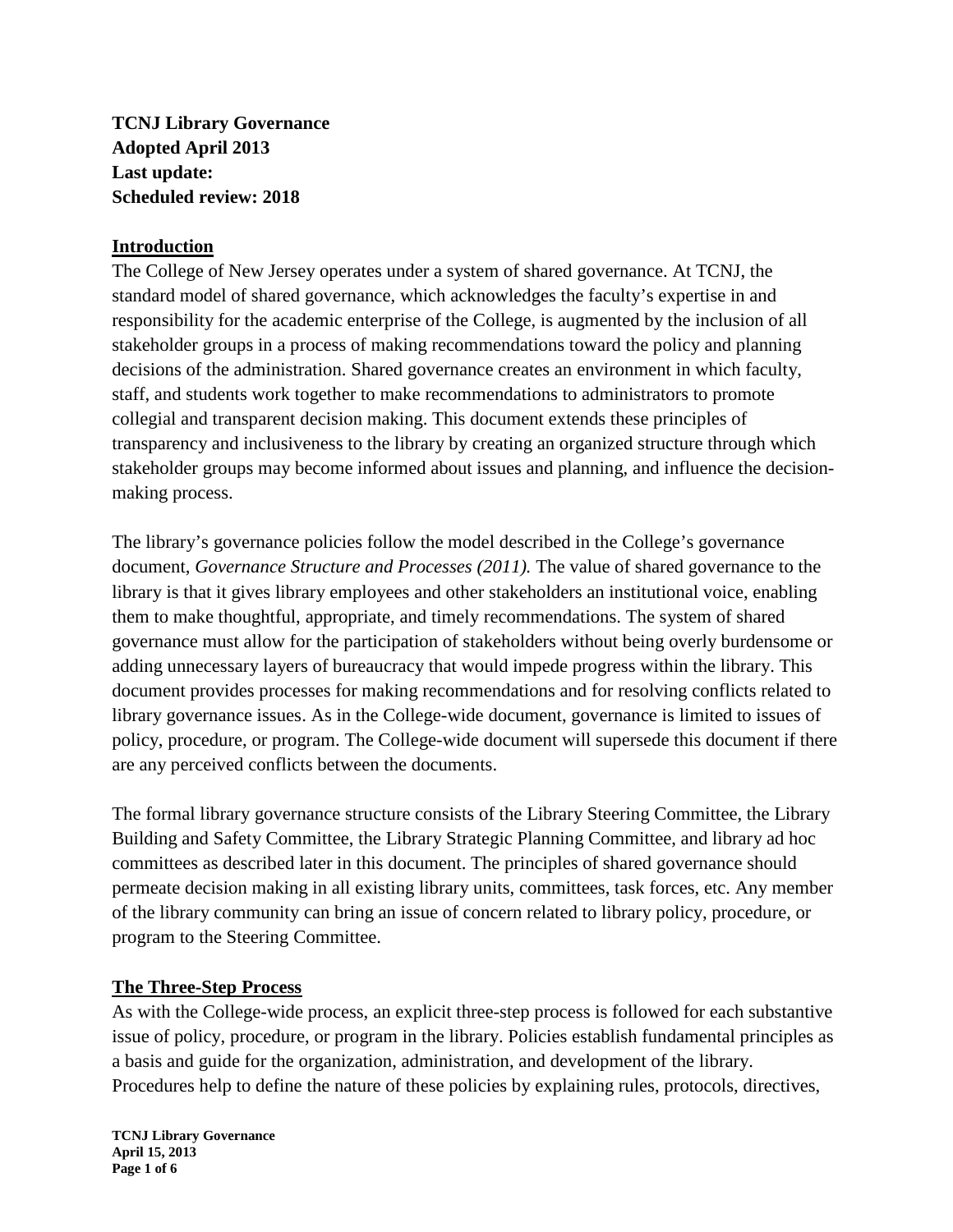**TCNJ Library Governance**
**Adopted April 2013**
**Last update:**
**Scheduled review: 2018**

## Introduction

The College of New Jersey operates under a system of shared governance. At TCNJ, the standard model of shared governance, which acknowledges the faculty's expertise in and responsibility for the academic enterprise of the College, is augmented by the inclusion of all stakeholder groups in a process of making recommendations toward the policy and planning decisions of the administration. Shared governance creates an environment in which faculty, staff, and students work together to make recommendations to administrators to promote collegial and transparent decision making. This document extends these principles of transparency and inclusiveness to the library by creating an organized structure through which stakeholder groups may become informed about issues and planning, and influence the decision-making process.

The library's governance policies follow the model described in the College's governance document, *Governance Structure and Processes (2011).* The value of shared governance to the library is that it gives library employees and other stakeholders an institutional voice, enabling them to make thoughtful, appropriate, and timely recommendations. The system of shared governance must allow for the participation of stakeholders without being overly burdensome or adding unnecessary layers of bureaucracy that would impede progress within the library. This document provides processes for making recommendations and for resolving conflicts related to library governance issues. As in the College-wide document, governance is limited to issues of policy, procedure, or program. The College-wide document will supersede this document if there are any perceived conflicts between the documents.

The formal library governance structure consists of the Library Steering Committee, the Library Building and Safety Committee, the Library Strategic Planning Committee, and library ad hoc committees as described later in this document. The principles of shared governance should permeate decision making in all existing library units, committees, task forces, etc. Any member of the library community can bring an issue of concern related to library policy, procedure, or program to the Steering Committee.

## The Three-Step Process

As with the College-wide process, an explicit three-step process is followed for each substantive issue of policy, procedure, or program in the library. Policies establish fundamental principles as a basis and guide for the organization, administration, and development of the library. Procedures help to define the nature of these policies by explaining rules, protocols, directives,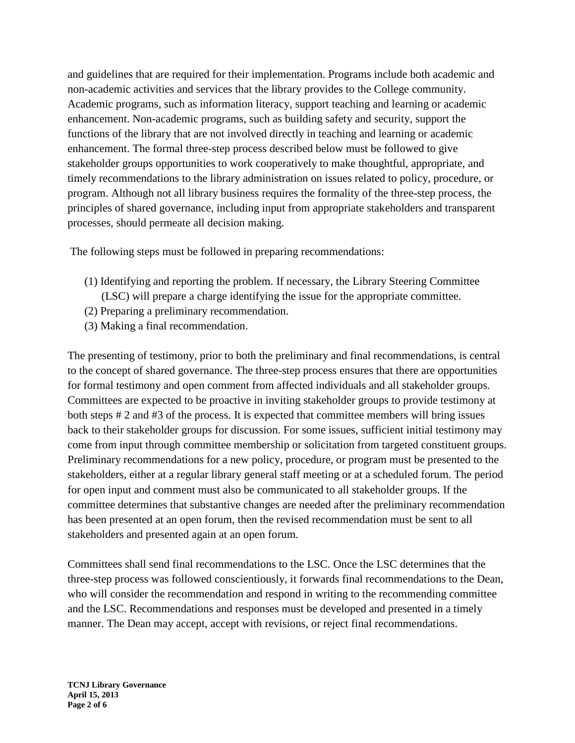and guidelines that are required for their implementation. Programs include both academic and non-academic activities and services that the library provides to the College community. Academic programs, such as information literacy, support teaching and learning or academic enhancement. Non-academic programs, such as building safety and security, support the functions of the library that are not involved directly in teaching and learning or academic enhancement. The formal three-step process described below must be followed to give stakeholder groups opportunities to work cooperatively to make thoughtful, appropriate, and timely recommendations to the library administration on issues related to policy, procedure, or program. Although not all library business requires the formality of the three-step process, the principles of shared governance, including input from appropriate stakeholders and transparent processes, should permeate all decision making.

The following steps must be followed in preparing recommendations:

(1) Identifying and reporting the problem. If necessary, the Library Steering Committee (LSC) will prepare a charge identifying the issue for the appropriate committee.
(2) Preparing a preliminary recommendation.
(3) Making a final recommendation.

The presenting of testimony, prior to both the preliminary and final recommendations, is central to the concept of shared governance. The three-step process ensures that there are opportunities for formal testimony and open comment from affected individuals and all stakeholder groups. Committees are expected to be proactive in inviting stakeholder groups to provide testimony at both steps # 2 and #3 of the process. It is expected that committee members will bring issues back to their stakeholder groups for discussion. For some issues, sufficient initial testimony may come from input through committee membership or solicitation from targeted constituent groups. Preliminary recommendations for a new policy, procedure, or program must be presented to the stakeholders, either at a regular library general staff meeting or at a scheduled forum. The period for open input and comment must also be communicated to all stakeholder groups. If the committee determines that substantive changes are needed after the preliminary recommendation has been presented at an open forum, then the revised recommendation must be sent to all stakeholders and presented again at an open forum.

Committees shall send final recommendations to the LSC. Once the LSC determines that the three-step process was followed conscientiously, it forwards final recommendations to the Dean, who will consider the recommendation and respond in writing to the recommending committee and the LSC. Recommendations and responses must be developed and presented in a timely manner. The Dean may accept, accept with revisions, or reject final recommendations.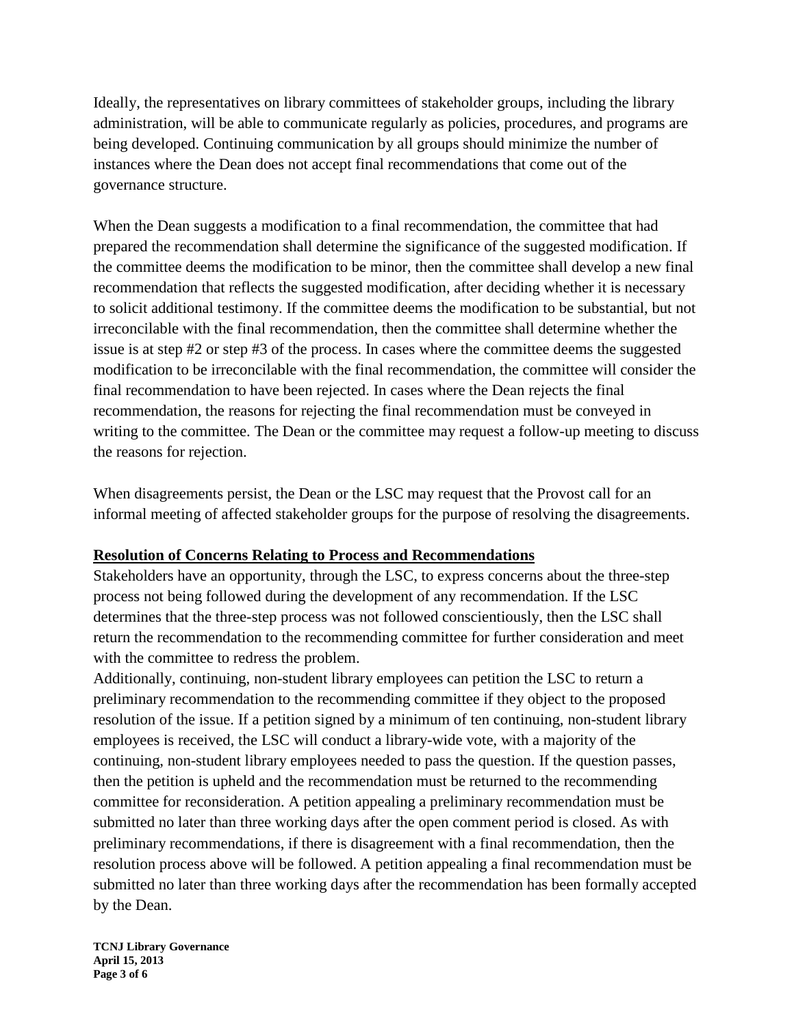Ideally, the representatives on library committees of stakeholder groups, including the library administration, will be able to communicate regularly as policies, procedures, and programs are being developed. Continuing communication by all groups should minimize the number of instances where the Dean does not accept final recommendations that come out of the governance structure.

When the Dean suggests a modification to a final recommendation, the committee that had prepared the recommendation shall determine the significance of the suggested modification. If the committee deems the modification to be minor, then the committee shall develop a new final recommendation that reflects the suggested modification, after deciding whether it is necessary to solicit additional testimony. If the committee deems the modification to be substantial, but not irreconcilable with the final recommendation, then the committee shall determine whether the issue is at step #2 or step #3 of the process. In cases where the committee deems the suggested modification to be irreconcilable with the final recommendation, the committee will consider the final recommendation to have been rejected. In cases where the Dean rejects the final recommendation, the reasons for rejecting the final recommendation must be conveyed in writing to the committee. The Dean or the committee may request a follow-up meeting to discuss the reasons for rejection.

When disagreements persist, the Dean or the LSC may request that the Provost call for an informal meeting of affected stakeholder groups for the purpose of resolving the disagreements.

## Resolution of Concerns Relating to Process and Recommendations

Stakeholders have an opportunity, through the LSC, to express concerns about the three-step process not being followed during the development of any recommendation. If the LSC determines that the three-step process was not followed conscientiously, then the LSC shall return the recommendation to the recommending committee for further consideration and meet with the committee to redress the problem.

Additionally, continuing, non-student library employees can petition the LSC to return a preliminary recommendation to the recommending committee if they object to the proposed resolution of the issue. If a petition signed by a minimum of ten continuing, non-student library employees is received, the LSC will conduct a library-wide vote, with a majority of the continuing, non-student library employees needed to pass the question. If the question passes, then the petition is upheld and the recommendation must be returned to the recommending committee for reconsideration. A petition appealing a preliminary recommendation must be submitted no later than three working days after the open comment period is closed. As with preliminary recommendations, if there is disagreement with a final recommendation, then the resolution process above will be followed. A petition appealing a final recommendation must be submitted no later than three working days after the recommendation has been formally accepted by the Dean.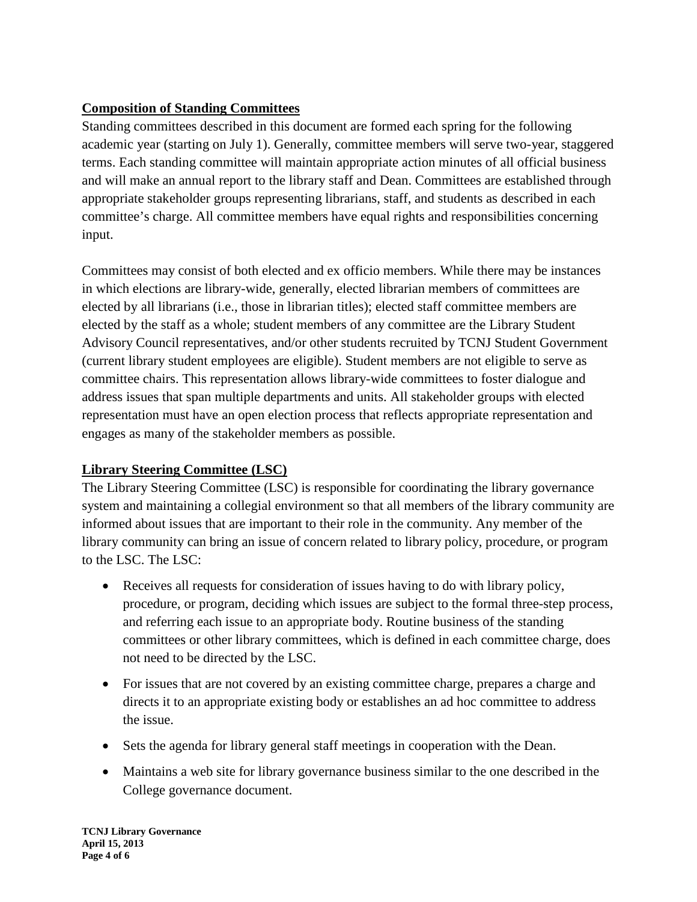**Composition of Standing Committees**

Standing committees described in this document are formed each spring for the following academic year (starting on July 1). Generally, committee members will serve two-year, staggered terms. Each standing committee will maintain appropriate action minutes of all official business and will make an annual report to the library staff and Dean. Committees are established through appropriate stakeholder groups representing librarians, staff, and students as described in each committee's charge. All committee members have equal rights and responsibilities concerning input.

Committees may consist of both elected and ex officio members. While there may be instances in which elections are library-wide, generally, elected librarian members of committees are elected by all librarians (i.e., those in librarian titles); elected staff committee members are elected by the staff as a whole; student members of any committee are the Library Student Advisory Council representatives, and/or other students recruited by TCNJ Student Government (current library student employees are eligible). Student members are not eligible to serve as committee chairs. This representation allows library-wide committees to foster dialogue and address issues that span multiple departments and units. All stakeholder groups with elected representation must have an open election process that reflects appropriate representation and engages as many of the stakeholder members as possible.

**Library Steering Committee (LSC)**

The Library Steering Committee (LSC) is responsible for coordinating the library governance system and maintaining a collegial environment so that all members of the library community are informed about issues that are important to their role in the community. Any member of the library community can bring an issue of concern related to library policy, procedure, or program to the LSC. The LSC:

- Receives all requests for consideration of issues having to do with library policy, procedure, or program, deciding which issues are subject to the formal three-step process, and referring each issue to an appropriate body. Routine business of the standing committees or other library committees, which is defined in each committee charge, does not need to be directed by the LSC.
- For issues that are not covered by an existing committee charge, prepares a charge and directs it to an appropriate existing body or establishes an ad hoc committee to address the issue.
- Sets the agenda for library general staff meetings in cooperation with the Dean.
- Maintains a web site for library governance business similar to the one described in the College governance document.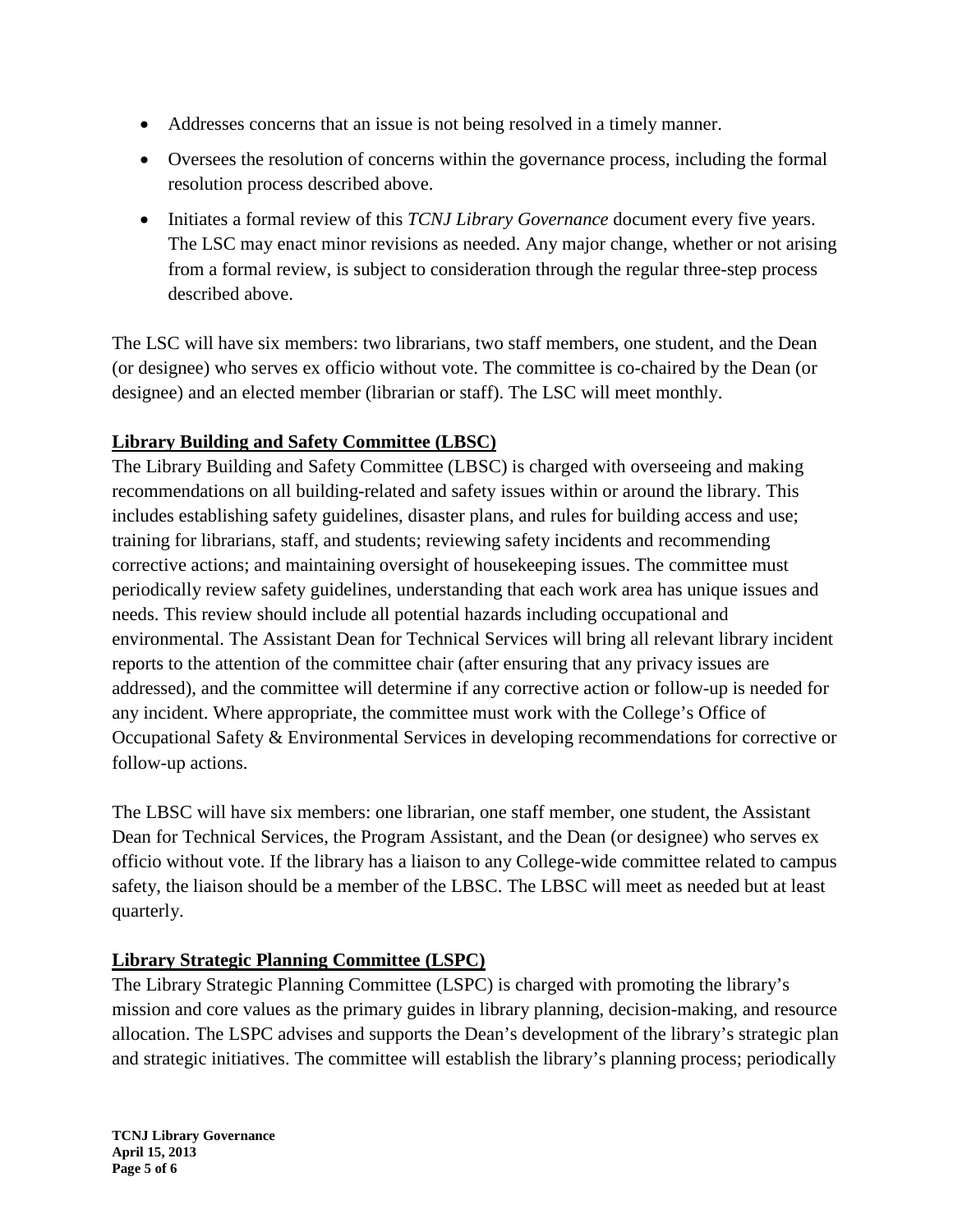- Addresses concerns that an issue is not being resolved in a timely manner.
- Oversees the resolution of concerns within the governance process, including the formal resolution process described above.
- Initiates a formal review of this *TCNJ Library Governance* document every five years. The LSC may enact minor revisions as needed. Any major change, whether or not arising from a formal review, is subject to consideration through the regular three-step process described above.

The LSC will have six members: two librarians, two staff members, one student, and the Dean (or designee) who serves ex officio without vote. The committee is co-chaired by the Dean (or designee) and an elected member (librarian or staff). The LSC will meet monthly.

## Library Building and Safety Committee (LBSC)

The Library Building and Safety Committee (LBSC) is charged with overseeing and making recommendations on all building-related and safety issues within or around the library. This includes establishing safety guidelines, disaster plans, and rules for building access and use; training for librarians, staff, and students; reviewing safety incidents and recommending corrective actions; and maintaining oversight of housekeeping issues. The committee must periodically review safety guidelines, understanding that each work area has unique issues and needs. This review should include all potential hazards including occupational and environmental. The Assistant Dean for Technical Services will bring all relevant library incident reports to the attention of the committee chair (after ensuring that any privacy issues are addressed), and the committee will determine if any corrective action or follow-up is needed for any incident. Where appropriate, the committee must work with the College's Office of Occupational Safety & Environmental Services in developing recommendations for corrective or follow-up actions.

The LBSC will have six members: one librarian, one staff member, one student, the Assistant Dean for Technical Services, the Program Assistant, and the Dean (or designee) who serves ex officio without vote. If the library has a liaison to any College-wide committee related to campus safety, the liaison should be a member of the LBSC. The LBSC will meet as needed but at least quarterly.

## Library Strategic Planning Committee (LSPC)

The Library Strategic Planning Committee (LSPC) is charged with promoting the library's mission and core values as the primary guides in library planning, decision-making, and resource allocation. The LSPC advises and supports the Dean's development of the library's strategic plan and strategic initiatives. The committee will establish the library's planning process; periodically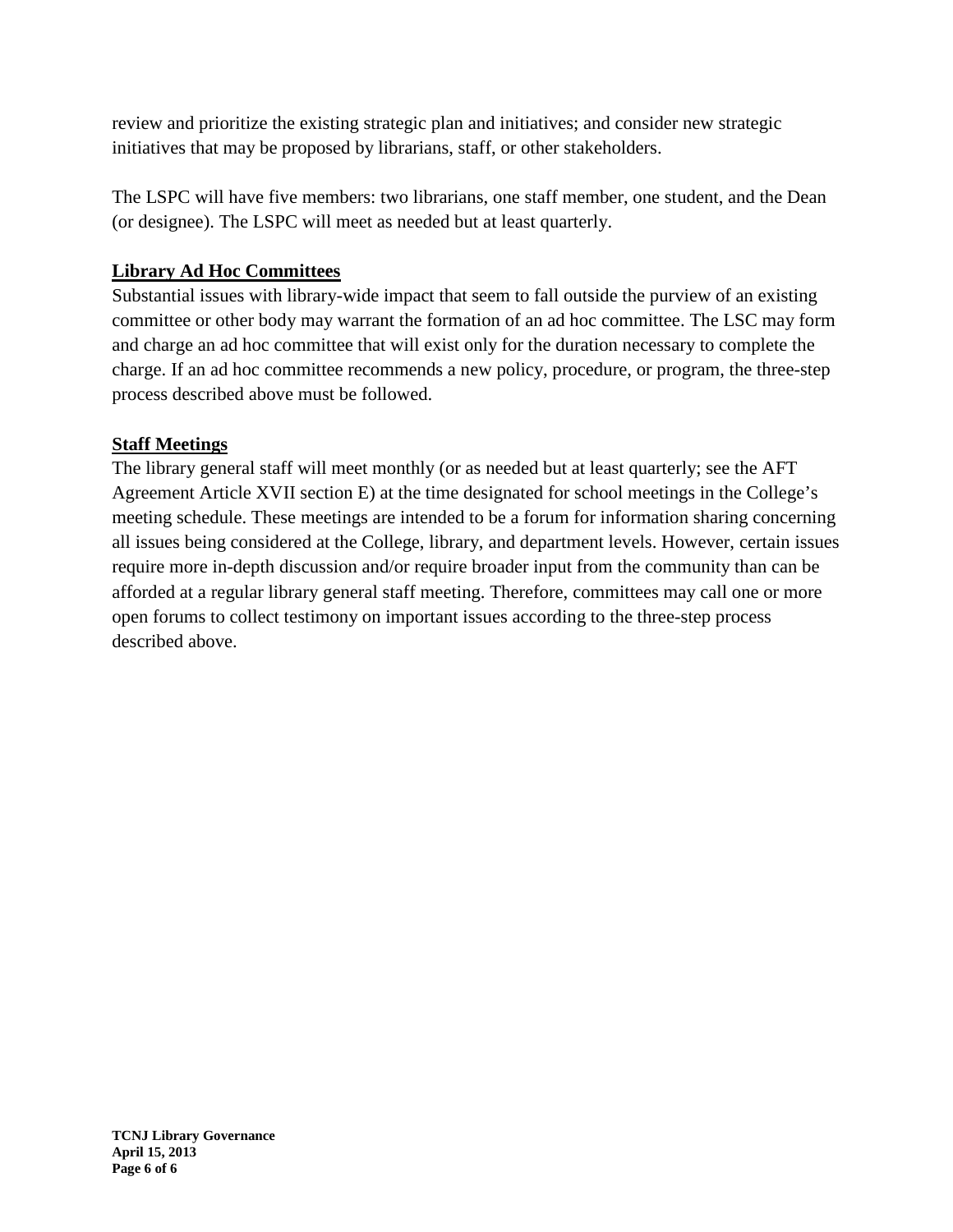review and prioritize the existing strategic plan and initiatives; and consider new strategic initiatives that may be proposed by librarians, staff, or other stakeholders.

The LSPC will have five members: two librarians, one staff member, one student, and the Dean (or designee). The LSPC will meet as needed but at least quarterly.

**Library Ad Hoc Committees**

Substantial issues with library-wide impact that seem to fall outside the purview of an existing committee or other body may warrant the formation of an ad hoc committee. The LSC may form and charge an ad hoc committee that will exist only for the duration necessary to complete the charge. If an ad hoc committee recommends a new policy, procedure, or program, the three-step process described above must be followed.

**Staff Meetings**

The library general staff will meet monthly (or as needed but at least quarterly; see the AFT Agreement Article XVII section E) at the time designated for school meetings in the College's meeting schedule. These meetings are intended to be a forum for information sharing concerning all issues being considered at the College, library, and department levels. However, certain issues require more in-depth discussion and/or require broader input from the community than can be afforded at a regular library general staff meeting. Therefore, committees may call one or more open forums to collect testimony on important issues according to the three-step process described above.